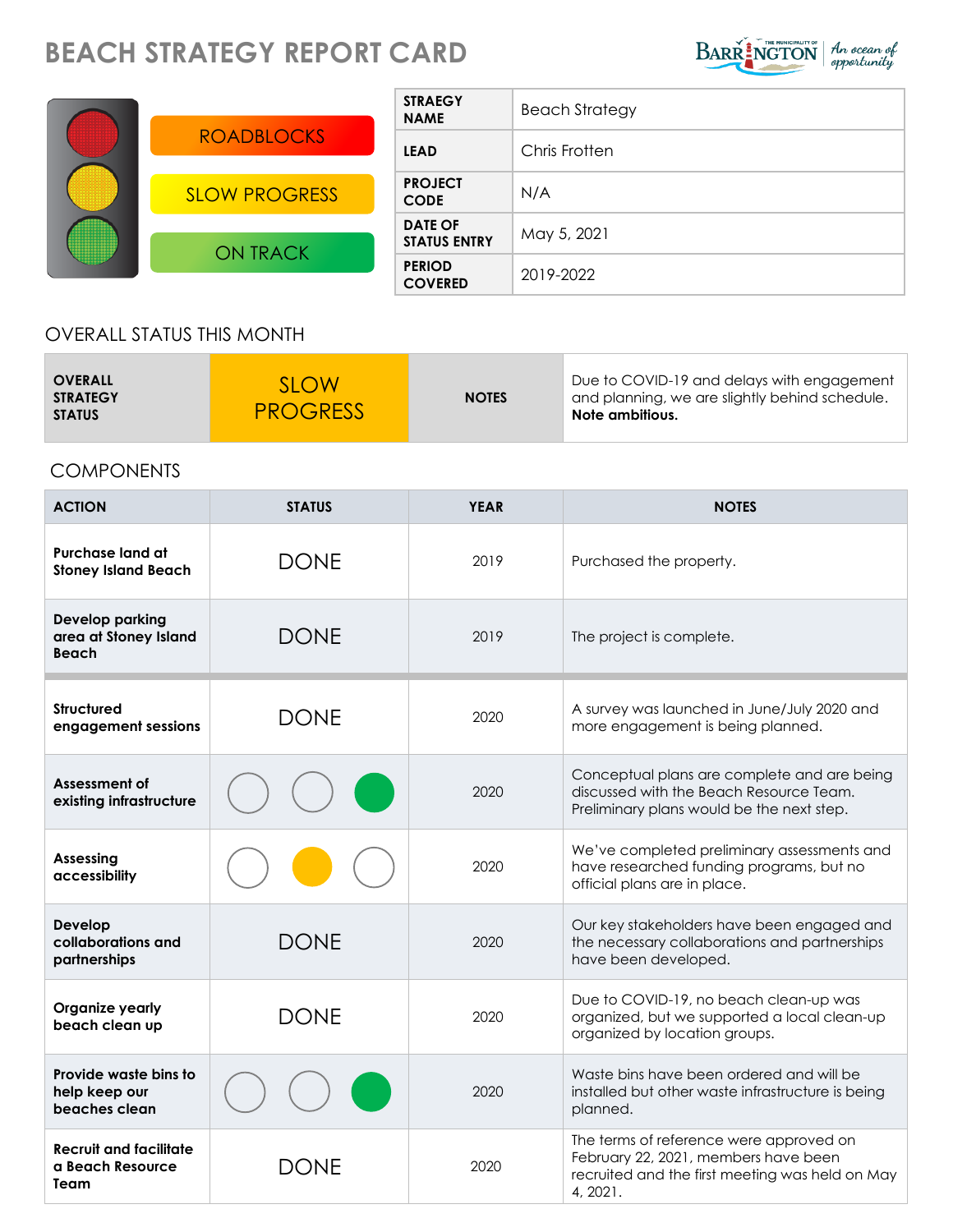# BEACH STRATEGY REPORT CARD

ROADBLOCKS

SLOW PROGRESS

ON TRACK

| STRAEGY NAME | Beach Strategy |
|---|---|
| LEAD | Chris Frotten |
| PROJECT CODE | N/A |
| DATE OF STATUS ENTRY | May 5, 2021 |
| PERIOD COVERED | 2019-2022 |

## OVERALL STATUS THIS MONTH

| OVERALL STRATEGY STATUS | SLOW PROGRESS | NOTES | Due to COVID-19 and delays with engagement and planning, we are slightly behind schedule. **Note ambitious.** |
|---|---|---|---|

## COMPONENTS

| ACTION | STATUS | YEAR | NOTES |
|---|---|---|---|
| **Purchase land at Stoney Island Beach** | DONE | 2019 | Purchased the property. |
| **Develop parking area at Stoney Island Beach** | DONE | 2019 | The project is complete. |
| **Structured engagement sessions** | DONE | 2020 | A survey was launched in June/July 2020 and more engagement is being planned. |
| **Assessment of existing infrastructure** | ON TRACK | 2020 | Conceptual plans are complete and are being discussed with the Beach Resource Team. Preliminary plans would be the next step. |
| **Assessing accessibility** | SLOW PROGRESS | 2020 | We've completed preliminary assessments and have researched funding programs, but no official plans are in place. |
| **Develop collaborations and partnerships** | DONE | 2020 | Our key stakeholders have been engaged and the necessary collaborations and partnerships have been developed. |
| **Organize yearly beach clean up** | DONE | 2020 | Due to COVID-19, no beach clean-up was organized, but we supported a local clean-up organized by location groups. |
| **Provide waste bins to help keep our beaches clean** | ON TRACK | 2020 | Waste bins have been ordered and will be installed but other waste infrastructure is being planned. |
| **Recruit and facilitate a Beach Resource Team** | DONE | 2020 | The terms of reference were approved on February 22, 2021, members have been recruited and the first meeting was held on May 4, 2021. |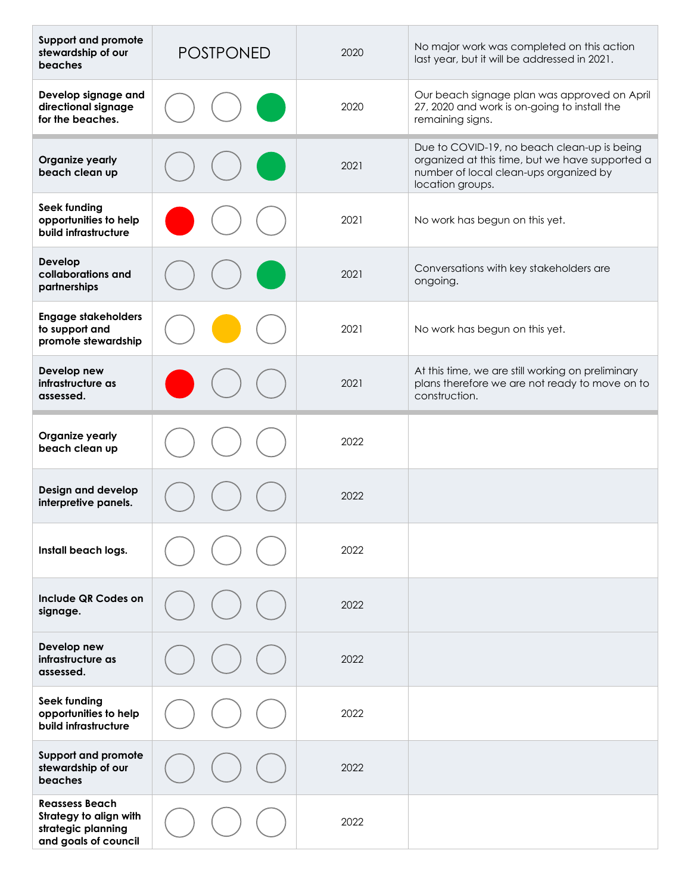| | | | |
|---|---|---|---|
| **Support and promote stewardship of our beaches** | POSTPONED | 2020 | No major work was completed on this action last year, but it will be addressed in 2021. |
| **Develop signage and directional signage for the beaches.** | ○ ○ ● (green) | 2020 | Our beach signage plan was approved on April 27, 2020 and work is on-going to install the remaining signs. |
| **Organize yearly beach clean up** | ○ ○ ● (green) | 2021 | Due to COVID-19, no beach clean-up is being organized at this time, but we have supported a number of local clean-ups organized by location groups. |
| **Seek funding opportunities to help build infrastructure** | ● (red) ○ ○ | 2021 | No work has begun on this yet. |
| **Develop collaborations and partnerships** | ○ ○ ● (green) | 2021 | Conversations with key stakeholders are ongoing. |
| **Engage stakeholders to support and promote stewardship** | ○ ● (yellow) ○ | 2021 | No work has begun on this yet. |
| **Develop new infrastructure as assessed.** | ● (red) ○ ○ | 2021 | At this time, we are still working on preliminary plans therefore we are not ready to move on to construction. |
| **Organize yearly beach clean up** | ○ ○ ○ | 2022 | |
| **Design and develop interpretive panels.** | ○ ○ ○ | 2022 | |
| **Install beach logs.** | ○ ○ ○ | 2022 | |
| **Include QR Codes on signage.** | ○ ○ ○ | 2022 | |
| **Develop new infrastructure as assessed.** | ○ ○ ○ | 2022 | |
| **Seek funding opportunities to help build infrastructure** | ○ ○ ○ | 2022 | |
| **Support and promote stewardship of our beaches** | ○ ○ ○ | 2022 | |
| **Reassess Beach Strategy to align with strategic planning and goals of council** | ○ ○ ○ | 2022 | |